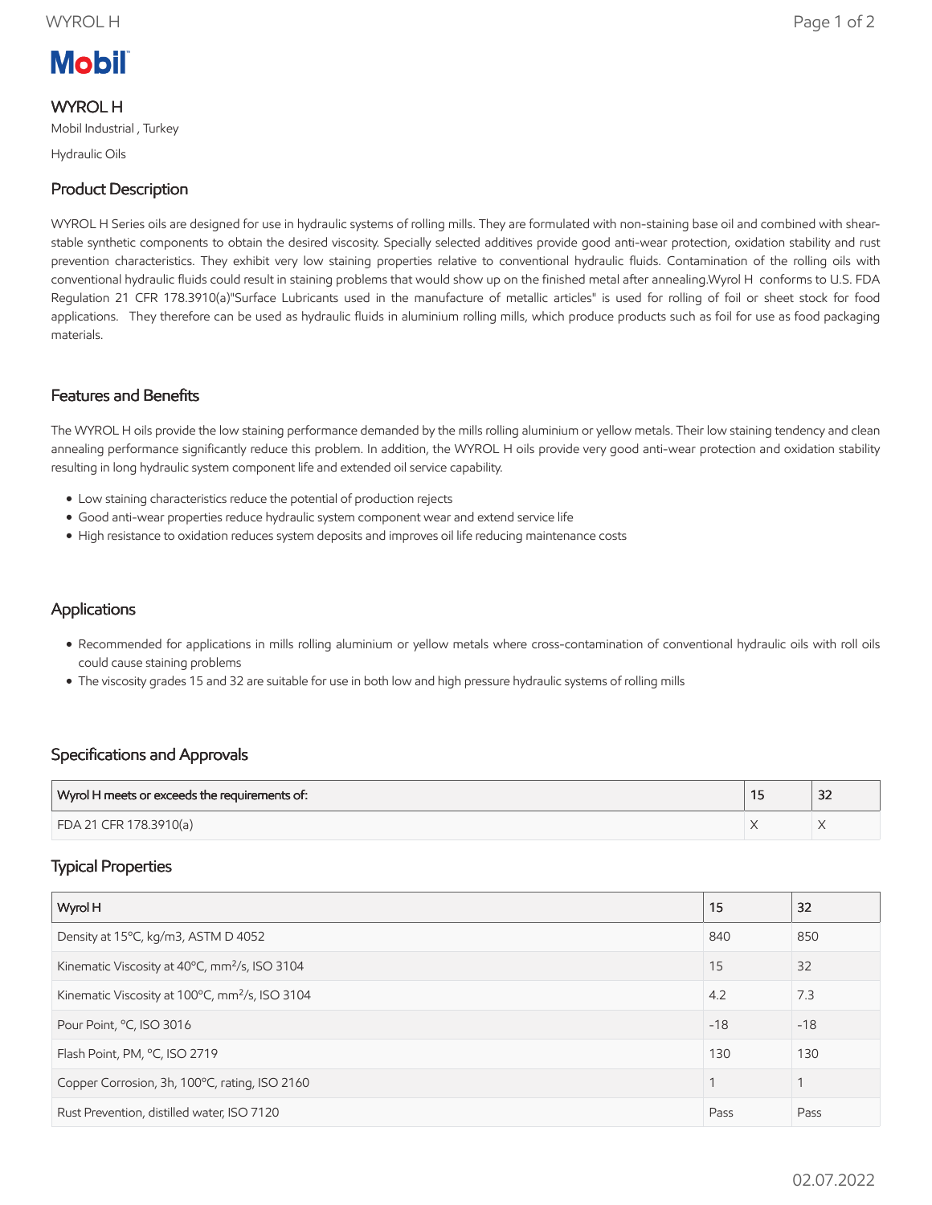Mobil

# WYROL H

Mobil Industrial , Turkey

Hydraulic Oils

## Product Description

WYROL H Series oils are designed for use in hydraulic systems of rolling mills. They are formulated with non-staining base oil and combined with shear-stable synthetic components to obtain the desired viscosity. Specially selected additives provide good anti-wear protection, oxidation stability and rust prevention characteristics. They exhibit very low staining properties relative to conventional hydraulic fluids. Contamination of the rolling oils with conventional hydraulic fluids could result in staining problems that would show up on the finished metal after annealing.Wyrol H conforms to U.S. FDA Regulation 21 CFR 178.3910(a)"Surface Lubricants used in the manufacture of metallic articles" is used for rolling of foil or sheet stock for food applications. They therefore can be used as hydraulic fluids in aluminium rolling mills, which produce products such as foil for use as food packaging materials.

## Features and Benefits

The WYROL H oils provide the low staining performance demanded by the mills rolling aluminium or yellow metals. Their low staining tendency and clean annealing performance significantly reduce this problem. In addition, the WYROL H oils provide very good anti-wear protection and oxidation stability resulting in long hydraulic system component life and extended oil service capability.

- Low staining characteristics reduce the potential of production rejects
- Good anti-wear properties reduce hydraulic system component wear and extend service life
- High resistance to oxidation reduces system deposits and improves oil life reducing maintenance costs

## Applications

- Recommended for applications in mills rolling aluminium or yellow metals where cross-contamination of conventional hydraulic oils with roll oils could cause staining problems
- The viscosity grades 15 and 32 are suitable for use in both low and high pressure hydraulic systems of rolling mills

## Specifications and Approvals

| Wyrol H meets or exceeds the requirements of: | 15 | 32 |
|---|---|---|
| FDA 21 CFR 178.3910(a) | X | X |

## Typical Properties

| Wyrol H | 15 | 32 |
|---|---|---|
| Density at 15ºC, kg/m3, ASTM D 4052 | 840 | 850 |
| Kinematic Viscosity at 40ºC, $mm^2/s$, ISO 3104 | 15 | 32 |
| Kinematic Viscosity at 100ºC, $mm^2/s$, ISO 3104 | 4.2 | 7.3 |
| Pour Point, ºC, ISO 3016 | -18 | -18 |
| Flash Point, PM, ºC, ISO 2719 | 130 | 130 |
| Copper Corrosion, 3h, 100ºC, rating, ISO 2160 | 1 | 1 |
| Rust Prevention, distilled water, ISO 7120 | Pass | Pass |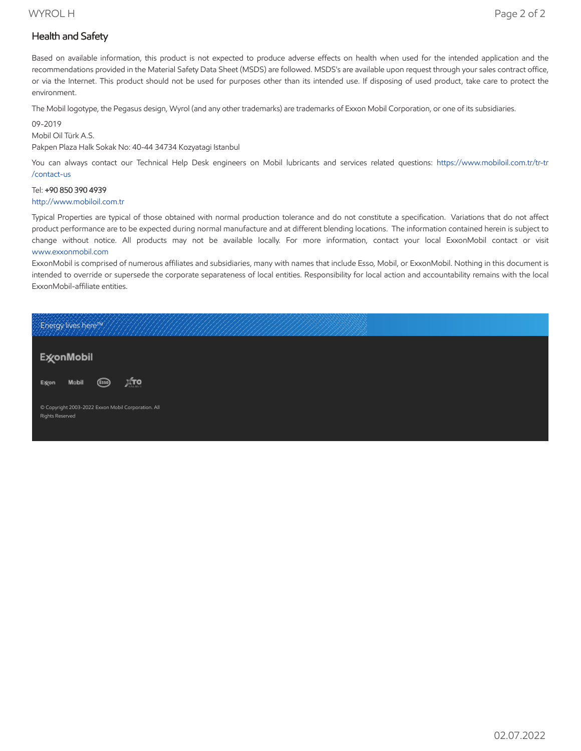## Health and Safety

Based on available information, this product is not expected to produce adverse effects on health when used for the intended application and the recommendations provided in the Material Safety Data Sheet (MSDS) are followed. MSDS's are available upon request through your sales contract office, or via the Internet. This product should not be used for purposes other than its intended use. If disposing of used product, take care to protect the environment.

The Mobil logotype, the Pegasus design, Wyrol (and any other trademarks) are trademarks of Exxon Mobil Corporation, or one of its subsidiaries.

09-2019
Mobil Oil Türk A.S.
Pakpen Plaza Halk Sokak No: 40-44 34734 Kozyatagi Istanbul

You can always contact our Technical Help Desk engineers on Mobil lubricants and services related questions: https://www.mobiloil.com.tr/tr-tr/contact-us

Tel: +90 850 390 4939
http://www.mobiloil.com.tr

Typical Properties are typical of those obtained with normal production tolerance and do not constitute a specification. Variations that do not affect product performance are to be expected during normal manufacture and at different blending locations. The information contained herein is subject to change without notice. All products may not be available locally. For more information, contact your local ExxonMobil contact or visit www.exxonmobil.com

ExxonMobil is comprised of numerous affiliates and subsidiaries, many with names that include Esso, Mobil, or ExxonMobil. Nothing in this document is intended to override or supersede the corporate separateness of local entities. Responsibility for local action and accountability remains with the local ExxonMobil-affiliate entities.

Energy lives here™

ExxonMobil

Exxon Mobil Esso XTO

© Copyright 2003-2022 Exxon Mobil Corporation. All Rights Reserved